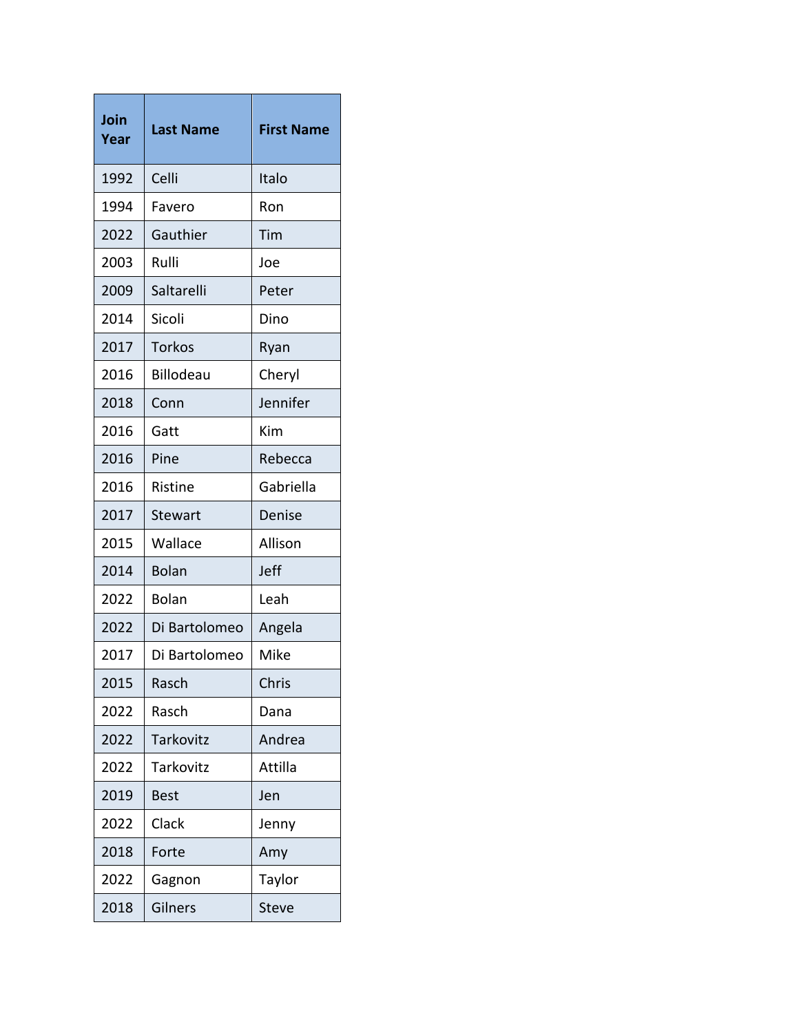| Join Year | Last Name | First Name |
| --- | --- | --- |
| 1992 | Celli | Italo |
| 1994 | Favero | Ron |
| 2022 | Gauthier | Tim |
| 2003 | Rulli | Joe |
| 2009 | Saltarelli | Peter |
| 2014 | Sicoli | Dino |
| 2017 | Torkos | Ryan |
| 2016 | Billodeau | Cheryl |
| 2018 | Conn | Jennifer |
| 2016 | Gatt | Kim |
| 2016 | Pine | Rebecca |
| 2016 | Ristine | Gabriella |
| 2017 | Stewart | Denise |
| 2015 | Wallace | Allison |
| 2014 | Bolan | Jeff |
| 2022 | Bolan | Leah |
| 2022 | Di Bartolomeo | Angela |
| 2017 | Di Bartolomeo | Mike |
| 2015 | Rasch | Chris |
| 2022 | Rasch | Dana |
| 2022 | Tarkovitz | Andrea |
| 2022 | Tarkovitz | Attilla |
| 2019 | Best | Jen |
| 2022 | Clack | Jenny |
| 2018 | Forte | Amy |
| 2022 | Gagnon | Taylor |
| 2018 | Gilners | Steve |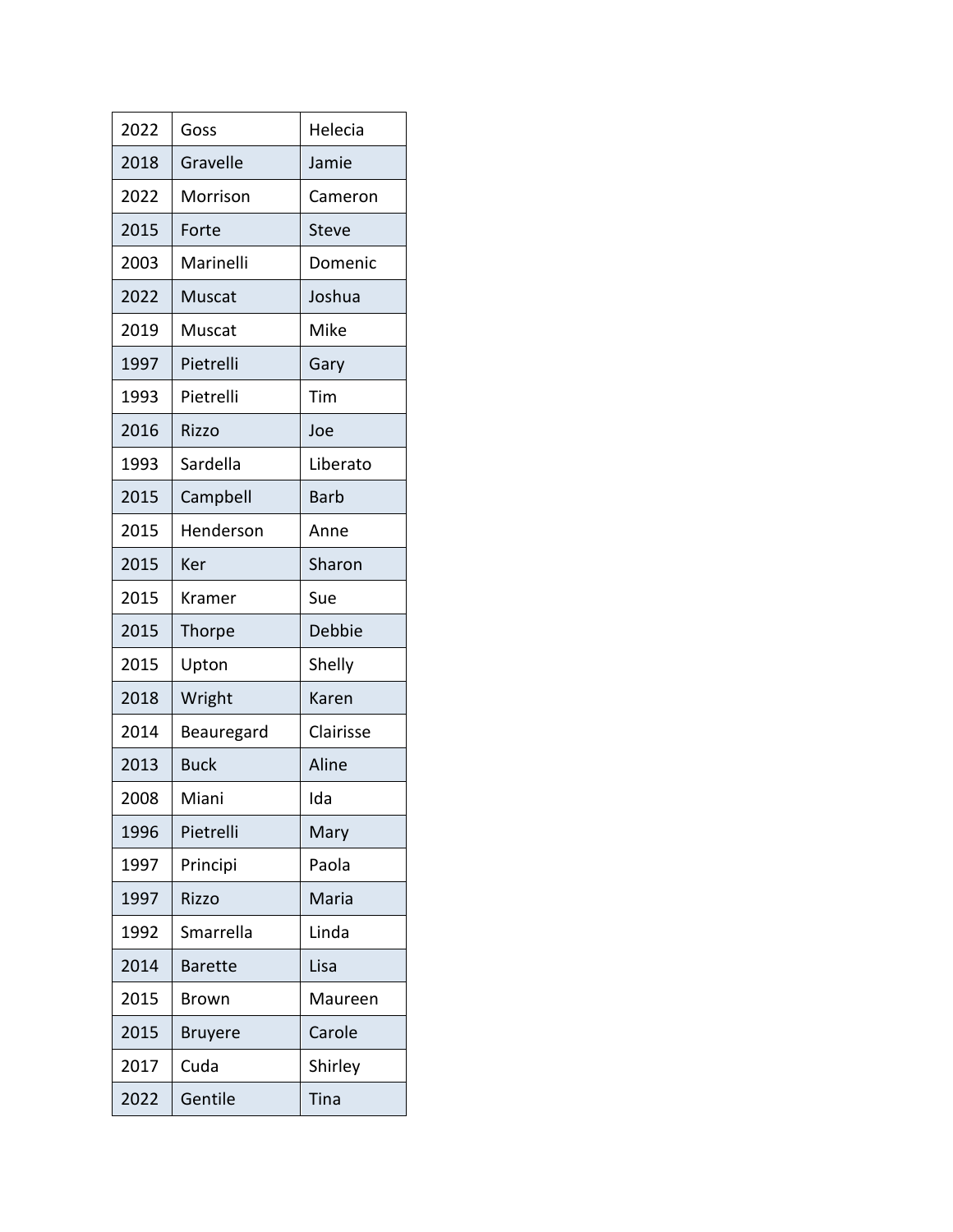| 2022 | Goss | Helecia |
|---|---|---|
| 2018 | Gravelle | Jamie |
| 2022 | Morrison | Cameron |
| 2015 | Forte | Steve |
| 2003 | Marinelli | Domenic |
| 2022 | Muscat | Joshua |
| 2019 | Muscat | Mike |
| 1997 | Pietrelli | Gary |
| 1993 | Pietrelli | Tim |
| 2016 | Rizzo | Joe |
| 1993 | Sardella | Liberato |
| 2015 | Campbell | Barb |
| 2015 | Henderson | Anne |
| 2015 | Ker | Sharon |
| 2015 | Kramer | Sue |
| 2015 | Thorpe | Debbie |
| 2015 | Upton | Shelly |
| 2018 | Wright | Karen |
| 2014 | Beauregard | Clairisse |
| 2013 | Buck | Aline |
| 2008 | Miani | Ida |
| 1996 | Pietrelli | Mary |
| 1997 | Principi | Paola |
| 1997 | Rizzo | Maria |
| 1992 | Smarrella | Linda |
| 2014 | Barette | Lisa |
| 2015 | Brown | Maureen |
| 2015 | Bruyere | Carole |
| 2017 | Cuda | Shirley |
| 2022 | Gentile | Tina |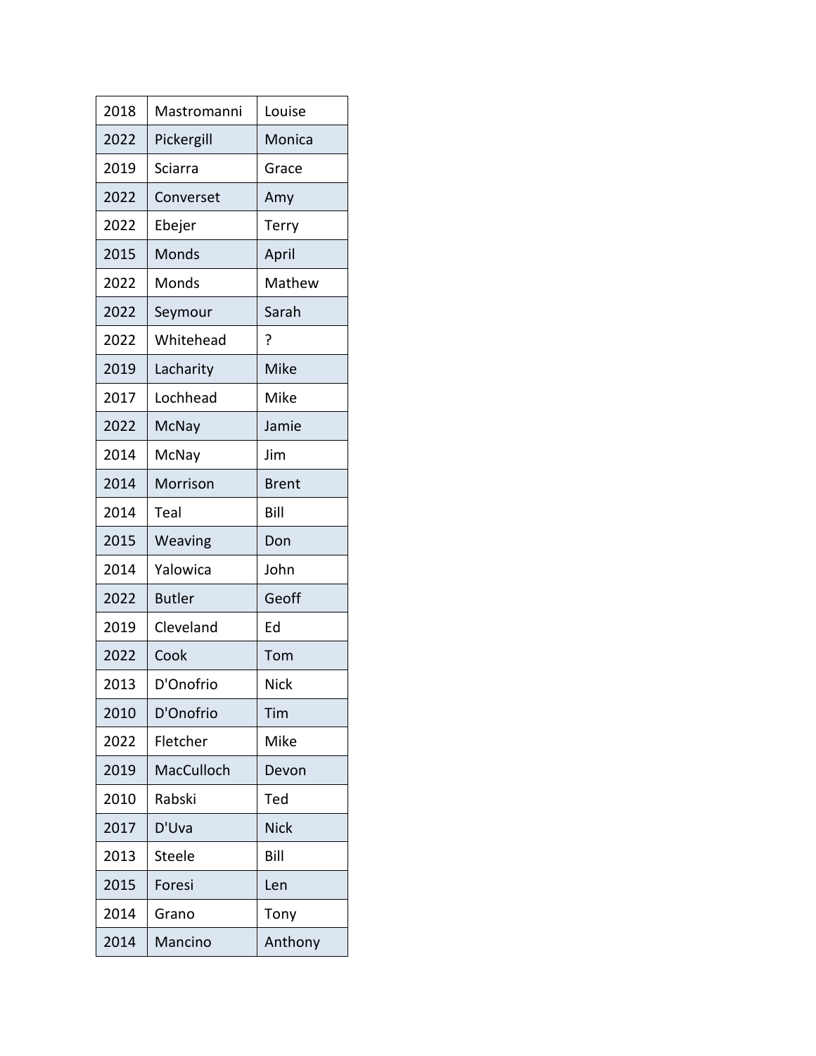| 2018 | Mastromanni | Louise |
|---|---|---|
| 2022 | Pickergill | Monica |
| 2019 | Sciarra | Grace |
| 2022 | Converset | Amy |
| 2022 | Ebejer | Terry |
| 2015 | Monds | April |
| 2022 | Monds | Mathew |
| 2022 | Seymour | Sarah |
| 2022 | Whitehead | ? |
| 2019 | Lacharity | Mike |
| 2017 | Lochhead | Mike |
| 2022 | McNay | Jamie |
| 2014 | McNay | Jim |
| 2014 | Morrison | Brent |
| 2014 | Teal | Bill |
| 2015 | Weaving | Don |
| 2014 | Yalowica | John |
| 2022 | Butler | Geoff |
| 2019 | Cleveland | Ed |
| 2022 | Cook | Tom |
| 2013 | D'Onofrio | Nick |
| 2010 | D'Onofrio | Tim |
| 2022 | Fletcher | Mike |
| 2019 | MacCulloch | Devon |
| 2010 | Rabski | Ted |
| 2017 | D'Uva | Nick |
| 2013 | Steele | Bill |
| 2015 | Foresi | Len |
| 2014 | Grano | Tony |
| 2014 | Mancino | Anthony |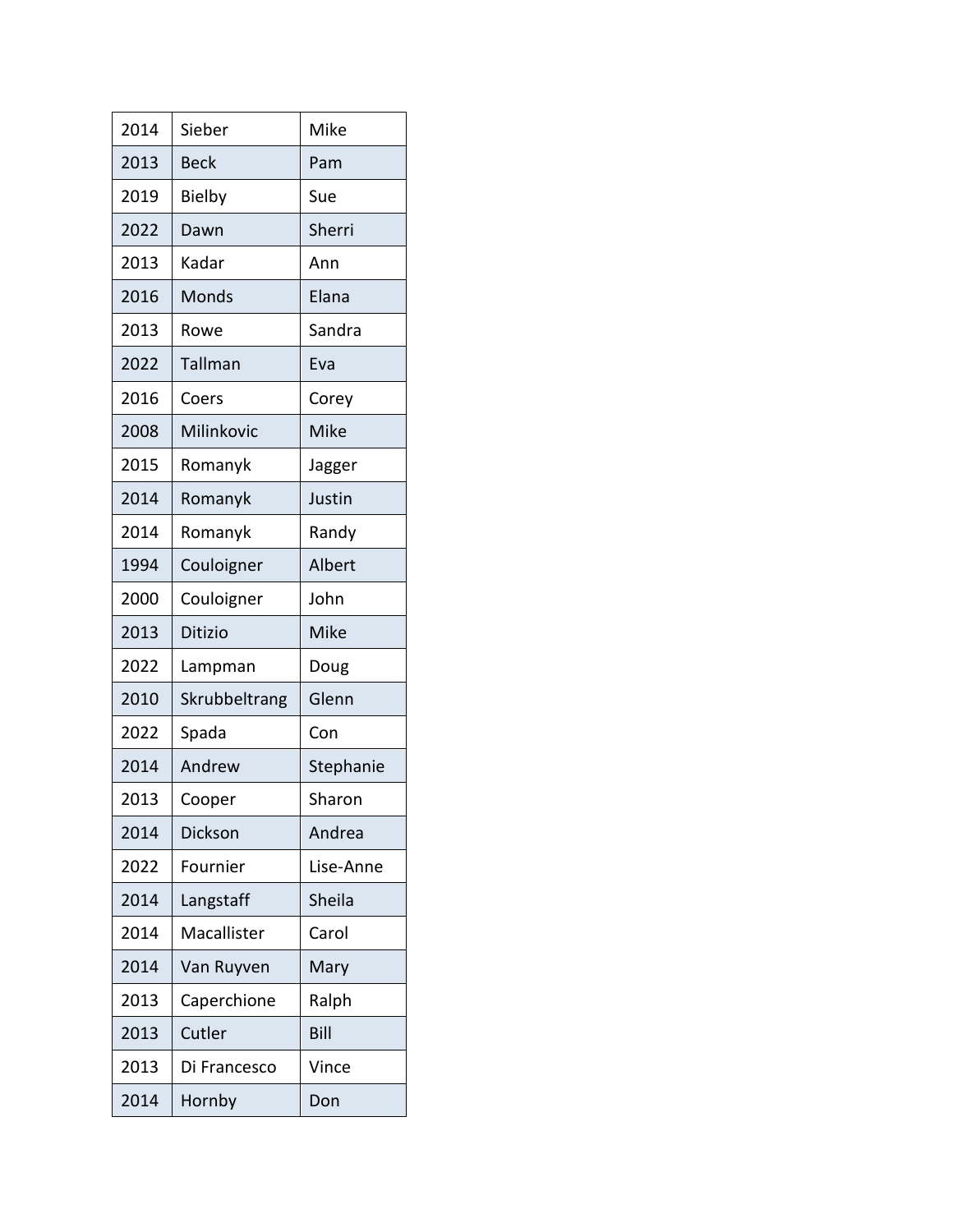| | | |
|---|---|---|
| 2014 | Sieber | Mike |
| 2013 | Beck | Pam |
| 2019 | Bielby | Sue |
| 2022 | Dawn | Sherri |
| 2013 | Kadar | Ann |
| 2016 | Monds | Elana |
| 2013 | Rowe | Sandra |
| 2022 | Tallman | Eva |
| 2016 | Coers | Corey |
| 2008 | Milinkovic | Mike |
| 2015 | Romanyk | Jagger |
| 2014 | Romanyk | Justin |
| 2014 | Romanyk | Randy |
| 1994 | Couloigner | Albert |
| 2000 | Couloigner | John |
| 2013 | Ditizio | Mike |
| 2022 | Lampman | Doug |
| 2010 | Skrubbeltrang | Glenn |
| 2022 | Spada | Con |
| 2014 | Andrew | Stephanie |
| 2013 | Cooper | Sharon |
| 2014 | Dickson | Andrea |
| 2022 | Fournier | Lise-Anne |
| 2014 | Langstaff | Sheila |
| 2014 | Macallister | Carol |
| 2014 | Van Ruyven | Mary |
| 2013 | Caperchione | Ralph |
| 2013 | Cutler | Bill |
| 2013 | Di Francesco | Vince |
| 2014 | Hornby | Don |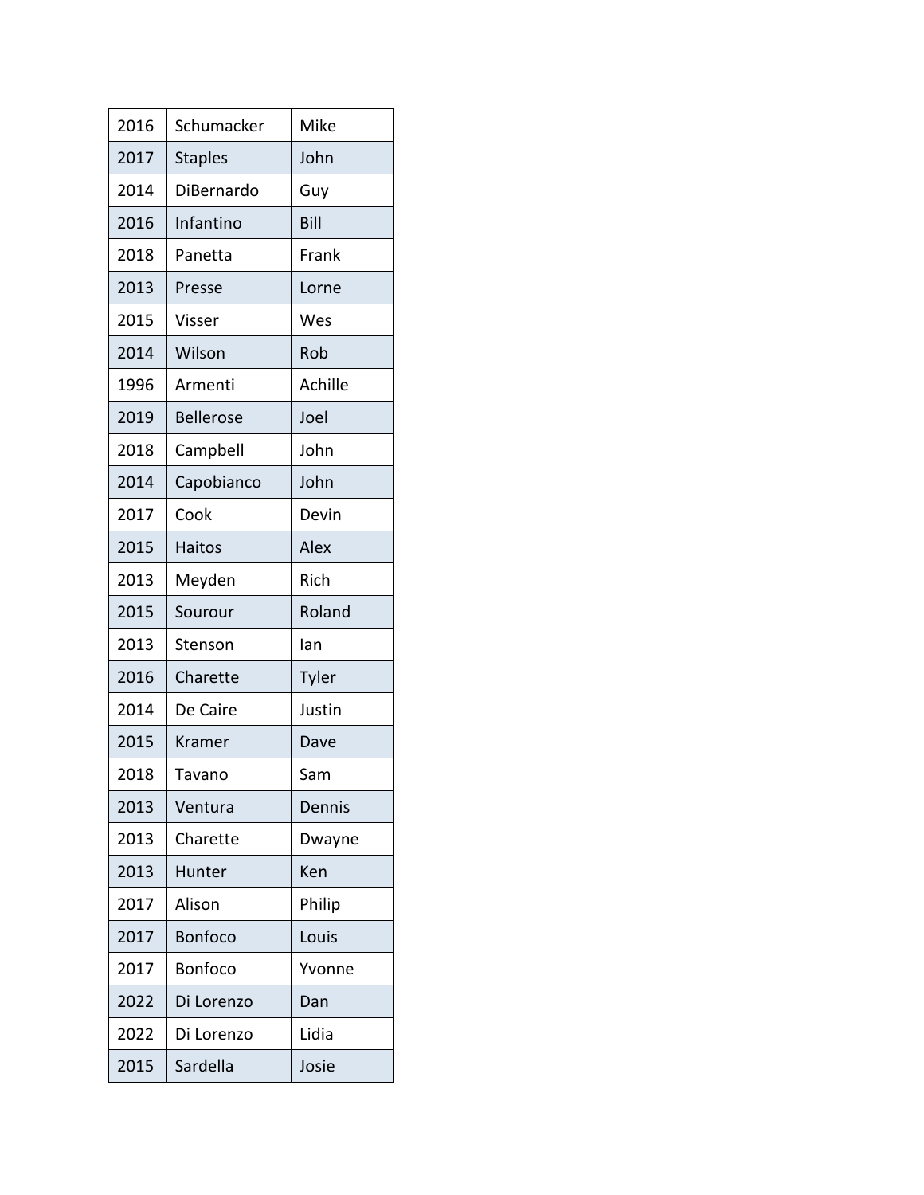| 2016 | Schumacker | Mike |
| --- | --- | --- |
| 2017 | Staples | John |
| 2014 | DiBernardo | Guy |
| 2016 | Infantino | Bill |
| 2018 | Panetta | Frank |
| 2013 | Presse | Lorne |
| 2015 | Visser | Wes |
| 2014 | Wilson | Rob |
| 1996 | Armenti | Achille |
| 2019 | Bellerose | Joel |
| 2018 | Campbell | John |
| 2014 | Capobianco | John |
| 2017 | Cook | Devin |
| 2015 | Haitos | Alex |
| 2013 | Meyden | Rich |
| 2015 | Sourour | Roland |
| 2013 | Stenson | Ian |
| 2016 | Charette | Tyler |
| 2014 | De Caire | Justin |
| 2015 | Kramer | Dave |
| 2018 | Tavano | Sam |
| 2013 | Ventura | Dennis |
| 2013 | Charette | Dwayne |
| 2013 | Hunter | Ken |
| 2017 | Alison | Philip |
| 2017 | Bonfoco | Louis |
| 2017 | Bonfoco | Yvonne |
| 2022 | Di Lorenzo | Dan |
| 2022 | Di Lorenzo | Lidia |
| 2015 | Sardella | Josie |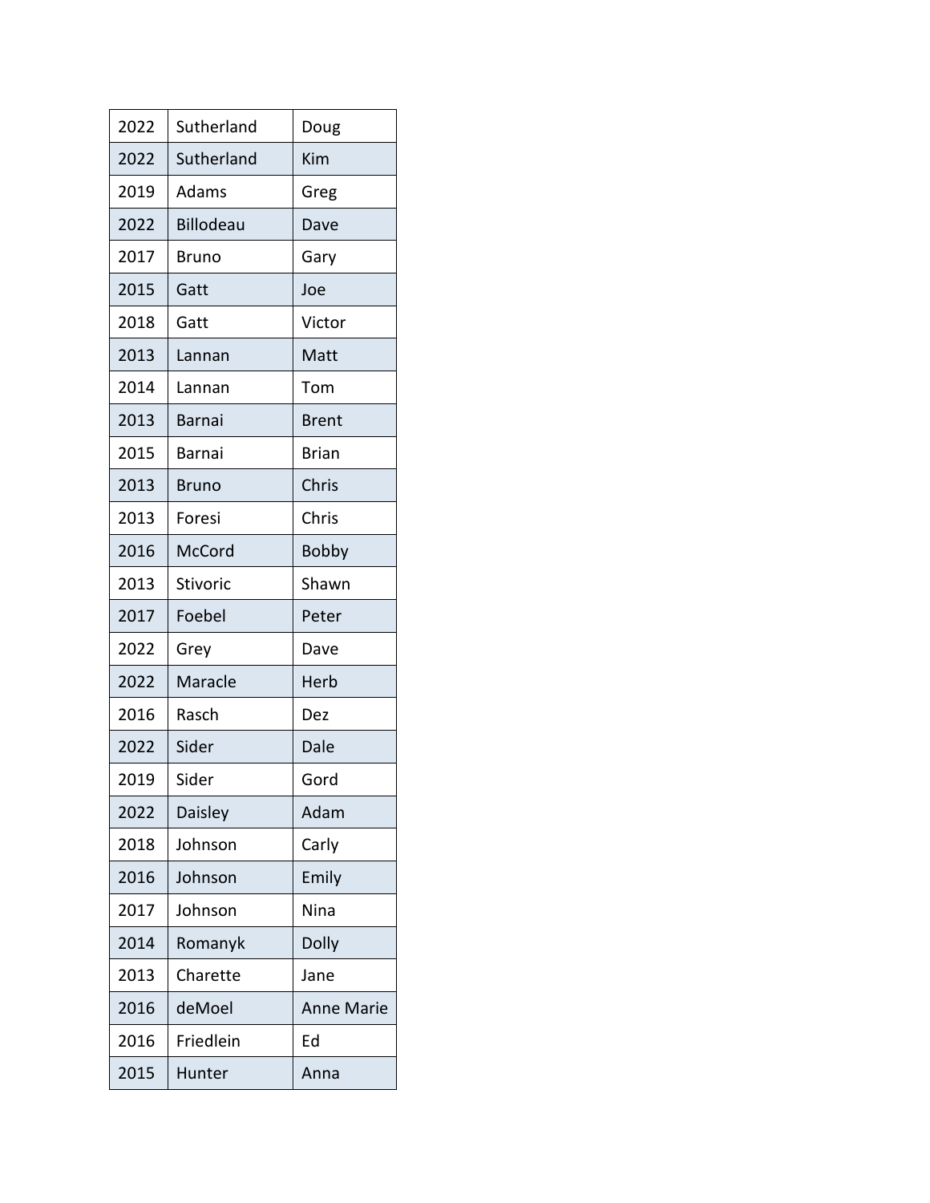| | | |
|---|---|---|
| 2022 | Sutherland | Doug |
| 2022 | Sutherland | Kim |
| 2019 | Adams | Greg |
| 2022 | Billodeau | Dave |
| 2017 | Bruno | Gary |
| 2015 | Gatt | Joe |
| 2018 | Gatt | Victor |
| 2013 | Lannan | Matt |
| 2014 | Lannan | Tom |
| 2013 | Barnai | Brent |
| 2015 | Barnai | Brian |
| 2013 | Bruno | Chris |
| 2013 | Foresi | Chris |
| 2016 | McCord | Bobby |
| 2013 | Stivoric | Shawn |
| 2017 | Foebel | Peter |
| 2022 | Grey | Dave |
| 2022 | Maracle | Herb |
| 2016 | Rasch | Dez |
| 2022 | Sider | Dale |
| 2019 | Sider | Gord |
| 2022 | Daisley | Adam |
| 2018 | Johnson | Carly |
| 2016 | Johnson | Emily |
| 2017 | Johnson | Nina |
| 2014 | Romanyk | Dolly |
| 2013 | Charette | Jane |
| 2016 | deMoel | Anne Marie |
| 2016 | Friedlein | Ed |
| 2015 | Hunter | Anna |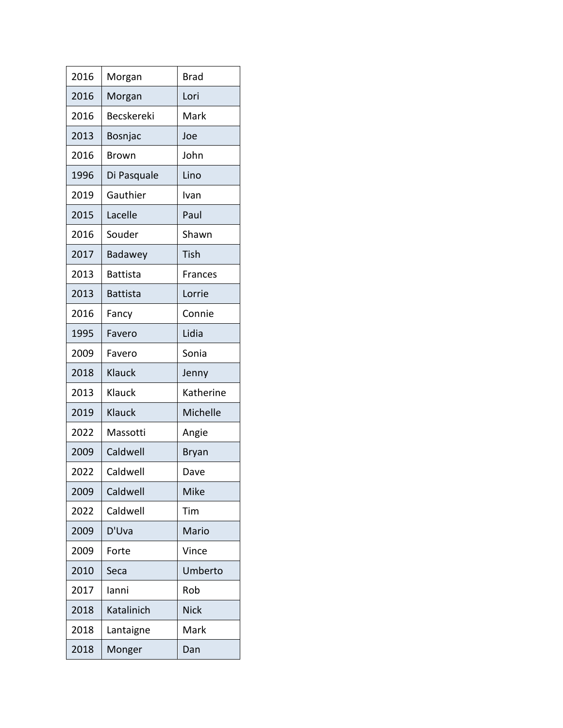| | | |
|---|---|---|
| 2016 | Morgan | Brad |
| 2016 | Morgan | Lori |
| 2016 | Becskereki | Mark |
| 2013 | Bosnjac | Joe |
| 2016 | Brown | John |
| 1996 | Di Pasquale | Lino |
| 2019 | Gauthier | Ivan |
| 2015 | Lacelle | Paul |
| 2016 | Souder | Shawn |
| 2017 | Badawey | Tish |
| 2013 | Battista | Frances |
| 2013 | Battista | Lorrie |
| 2016 | Fancy | Connie |
| 1995 | Favero | Lidia |
| 2009 | Favero | Sonia |
| 2018 | Klauck | Jenny |
| 2013 | Klauck | Katherine |
| 2019 | Klauck | Michelle |
| 2022 | Massotti | Angie |
| 2009 | Caldwell | Bryan |
| 2022 | Caldwell | Dave |
| 2009 | Caldwell | Mike |
| 2022 | Caldwell | Tim |
| 2009 | D'Uva | Mario |
| 2009 | Forte | Vince |
| 2010 | Seca | Umberto |
| 2017 | Ianni | Rob |
| 2018 | Katalinich | Nick |
| 2018 | Lantaigne | Mark |
| 2018 | Monger | Dan |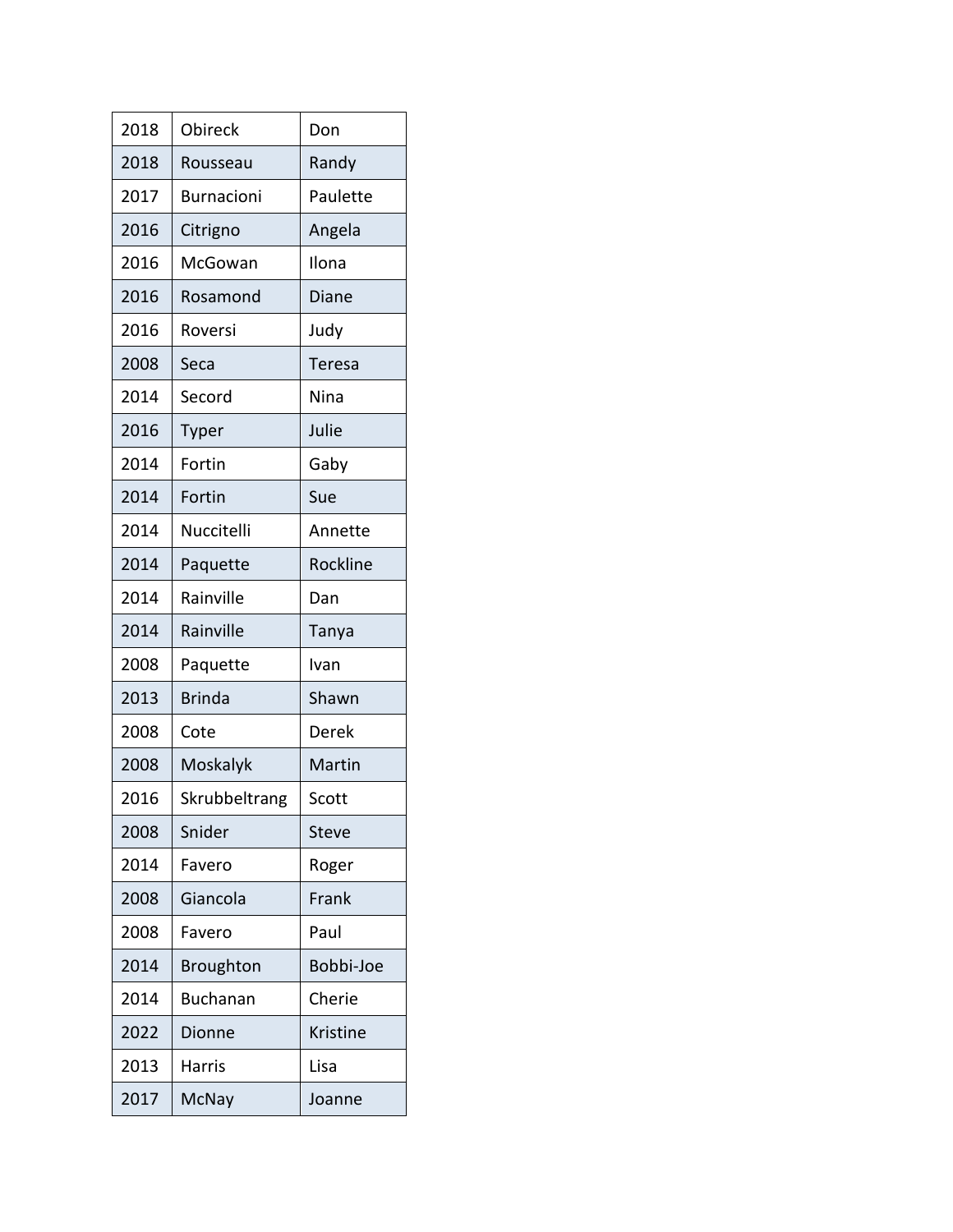| 2018 | Obireck | Don |
| --- | --- | --- |
| 2018 | Rousseau | Randy |
| 2017 | Burnacioni | Paulette |
| 2016 | Citrigno | Angela |
| 2016 | McGowan | Ilona |
| 2016 | Rosamond | Diane |
| 2016 | Roversi | Judy |
| 2008 | Seca | Teresa |
| 2014 | Secord | Nina |
| 2016 | Typer | Julie |
| 2014 | Fortin | Gaby |
| 2014 | Fortin | Sue |
| 2014 | Nuccitelli | Annette |
| 2014 | Paquette | Rockline |
| 2014 | Rainville | Dan |
| 2014 | Rainville | Tanya |
| 2008 | Paquette | Ivan |
| 2013 | Brinda | Shawn |
| 2008 | Cote | Derek |
| 2008 | Moskalyk | Martin |
| 2016 | Skrubbeltrang | Scott |
| 2008 | Snider | Steve |
| 2014 | Favero | Roger |
| 2008 | Giancola | Frank |
| 2008 | Favero | Paul |
| 2014 | Broughton | Bobbi-Joe |
| 2014 | Buchanan | Cherie |
| 2022 | Dionne | Kristine |
| 2013 | Harris | Lisa |
| 2017 | McNay | Joanne |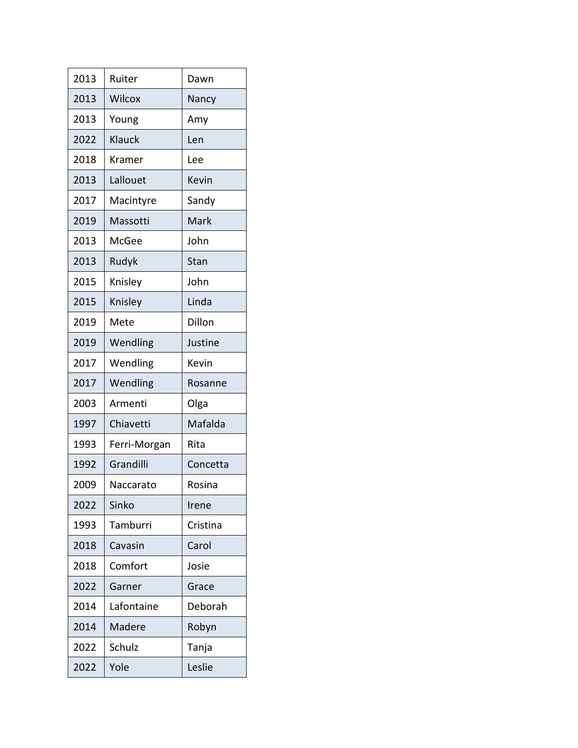| 2013 | Ruiter | Dawn |
|---|---|---|
| 2013 | Wilcox | Nancy |
| 2013 | Young | Amy |
| 2022 | Klauck | Len |
| 2018 | Kramer | Lee |
| 2013 | Lallouet | Kevin |
| 2017 | Macintyre | Sandy |
| 2019 | Massotti | Mark |
| 2013 | McGee | John |
| 2013 | Rudyk | Stan |
| 2015 | Knisley | John |
| 2015 | Knisley | Linda |
| 2019 | Mete | Dillon |
| 2019 | Wendling | Justine |
| 2017 | Wendling | Kevin |
| 2017 | Wendling | Rosanne |
| 2003 | Armenti | Olga |
| 1997 | Chiavetti | Mafalda |
| 1993 | Ferri-Morgan | Rita |
| 1992 | Grandilli | Concetta |
| 2009 | Naccarato | Rosina |
| 2022 | Sinko | Irene |
| 1993 | Tamburri | Cristina |
| 2018 | Cavasin | Carol |
| 2018 | Comfort | Josie |
| 2022 | Garner | Grace |
| 2014 | Lafontaine | Deborah |
| 2014 | Madere | Robyn |
| 2022 | Schulz | Tanja |
| 2022 | Yole | Leslie |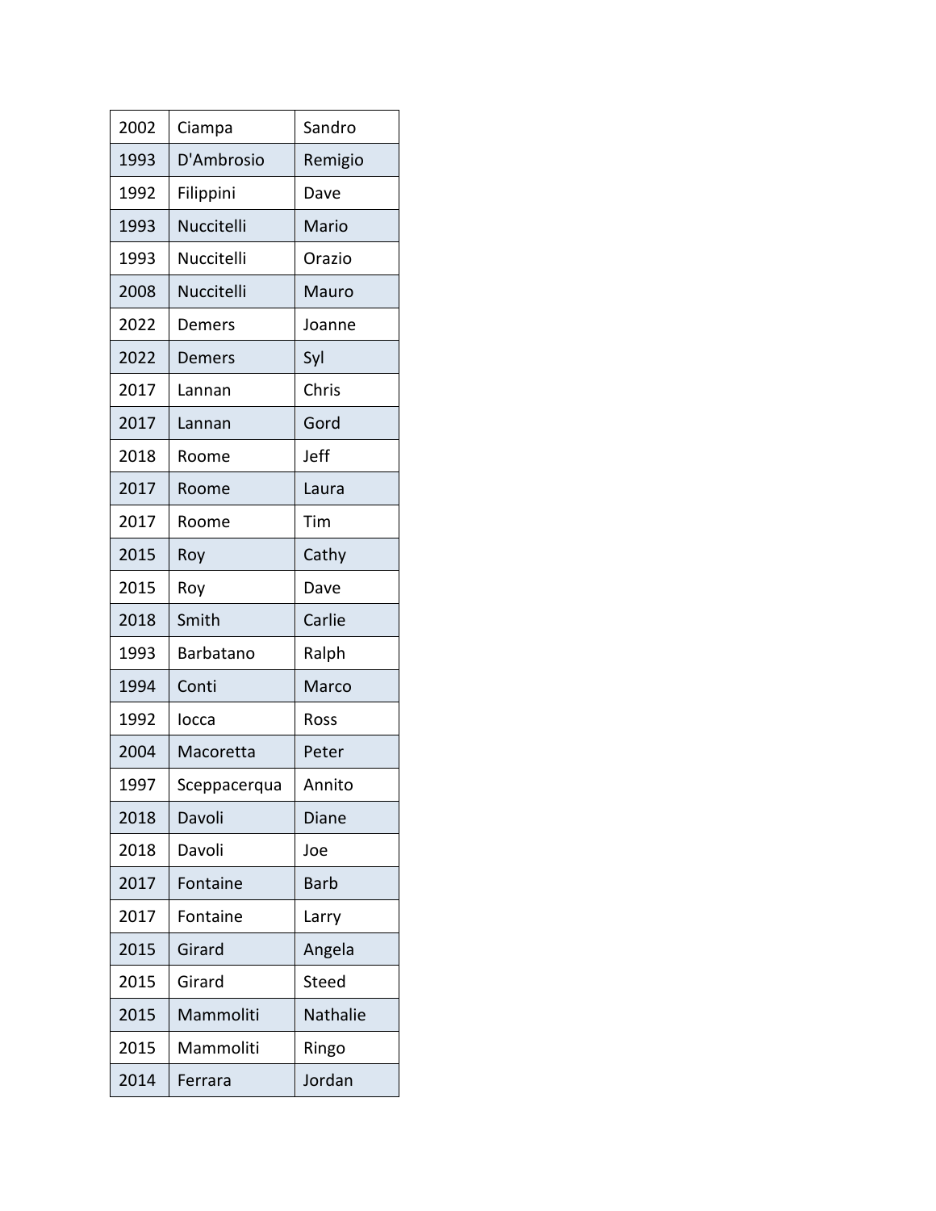| | | |
|---|---|---|
| 2002 | Ciampa | Sandro |
| 1993 | D'Ambrosio | Remigio |
| 1992 | Filippini | Dave |
| 1993 | Nuccitelli | Mario |
| 1993 | Nuccitelli | Orazio |
| 2008 | Nuccitelli | Mauro |
| 2022 | Demers | Joanne |
| 2022 | Demers | Syl |
| 2017 | Lannan | Chris |
| 2017 | Lannan | Gord |
| 2018 | Roome | Jeff |
| 2017 | Roome | Laura |
| 2017 | Roome | Tim |
| 2015 | Roy | Cathy |
| 2015 | Roy | Dave |
| 2018 | Smith | Carlie |
| 1993 | Barbatano | Ralph |
| 1994 | Conti | Marco |
| 1992 | Iocca | Ross |
| 2004 | Macoretta | Peter |
| 1997 | Sceppacerqua | Annito |
| 2018 | Davoli | Diane |
| 2018 | Davoli | Joe |
| 2017 | Fontaine | Barb |
| 2017 | Fontaine | Larry |
| 2015 | Girard | Angela |
| 2015 | Girard | Steed |
| 2015 | Mammoliti | Nathalie |
| 2015 | Mammoliti | Ringo |
| 2014 | Ferrara | Jordan |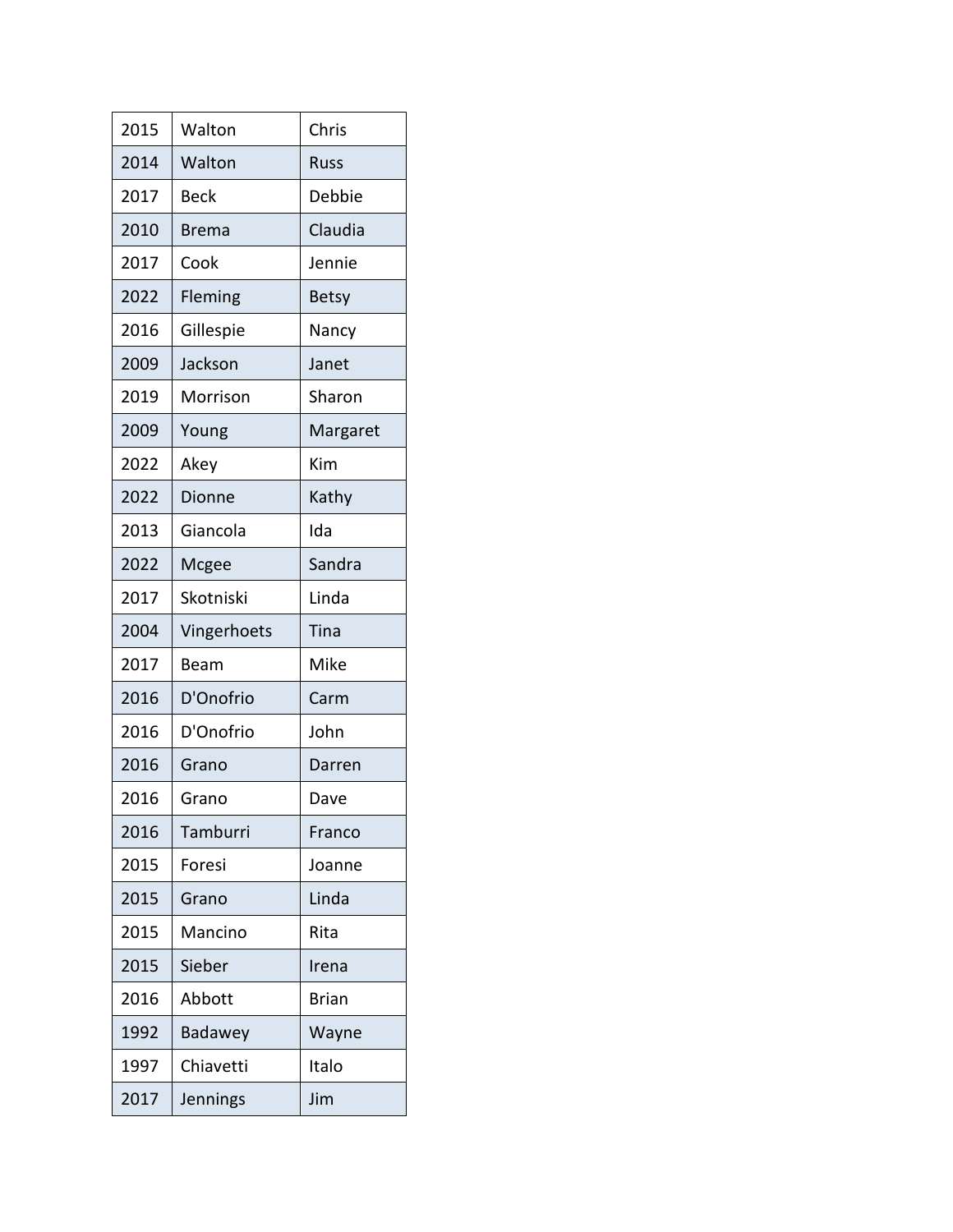| 2015 | Walton | Chris |
| --- | --- | --- |
| 2014 | Walton | Russ |
| 2017 | Beck | Debbie |
| 2010 | Brema | Claudia |
| 2017 | Cook | Jennie |
| 2022 | Fleming | Betsy |
| 2016 | Gillespie | Nancy |
| 2009 | Jackson | Janet |
| 2019 | Morrison | Sharon |
| 2009 | Young | Margaret |
| 2022 | Akey | Kim |
| 2022 | Dionne | Kathy |
| 2013 | Giancola | Ida |
| 2022 | Mcgee | Sandra |
| 2017 | Skotniski | Linda |
| 2004 | Vingerhoets | Tina |
| 2017 | Beam | Mike |
| 2016 | D'Onofrio | Carm |
| 2016 | D'Onofrio | John |
| 2016 | Grano | Darren |
| 2016 | Grano | Dave |
| 2016 | Tamburri | Franco |
| 2015 | Foresi | Joanne |
| 2015 | Grano | Linda |
| 2015 | Mancino | Rita |
| 2015 | Sieber | Irena |
| 2016 | Abbott | Brian |
| 1992 | Badawey | Wayne |
| 1997 | Chiavetti | Italo |
| 2017 | Jennings | Jim |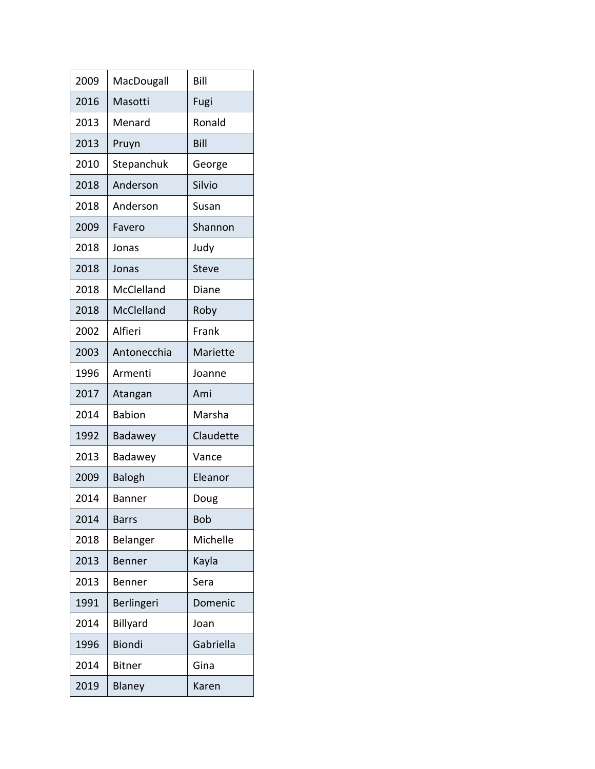| | | |
|---|---|---|
| 2009 | MacDougall | Bill |
| 2016 | Masotti | Fugi |
| 2013 | Menard | Ronald |
| 2013 | Pruyn | Bill |
| 2010 | Stepanchuk | George |
| 2018 | Anderson | Silvio |
| 2018 | Anderson | Susan |
| 2009 | Favero | Shannon |
| 2018 | Jonas | Judy |
| 2018 | Jonas | Steve |
| 2018 | McClelland | Diane |
| 2018 | McClelland | Roby |
| 2002 | Alfieri | Frank |
| 2003 | Antonecchia | Mariette |
| 1996 | Armenti | Joanne |
| 2017 | Atangan | Ami |
| 2014 | Babion | Marsha |
| 1992 | Badawey | Claudette |
| 2013 | Badawey | Vance |
| 2009 | Balogh | Eleanor |
| 2014 | Banner | Doug |
| 2014 | Barrs | Bob |
| 2018 | Belanger | Michelle |
| 2013 | Benner | Kayla |
| 2013 | Benner | Sera |
| 1991 | Berlingeri | Domenic |
| 2014 | Billyard | Joan |
| 1996 | Biondi | Gabriella |
| 2014 | Bitner | Gina |
| 2019 | Blaney | Karen |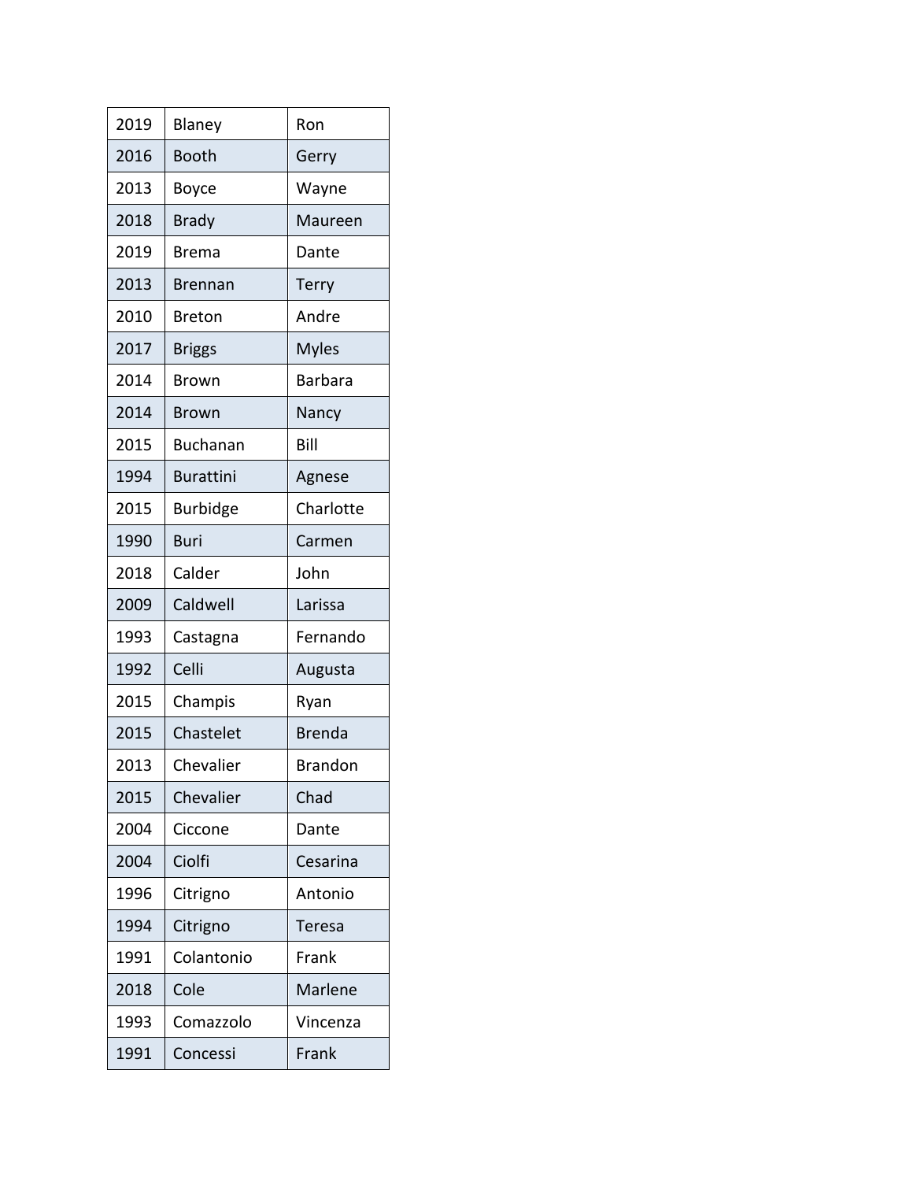| | | |
|---|---|---|
| 2019 | Blaney | Ron |
| 2016 | Booth | Gerry |
| 2013 | Boyce | Wayne |
| 2018 | Brady | Maureen |
| 2019 | Brema | Dante |
| 2013 | Brennan | Terry |
| 2010 | Breton | Andre |
| 2017 | Briggs | Myles |
| 2014 | Brown | Barbara |
| 2014 | Brown | Nancy |
| 2015 | Buchanan | Bill |
| 1994 | Burattini | Agnese |
| 2015 | Burbidge | Charlotte |
| 1990 | Buri | Carmen |
| 2018 | Calder | John |
| 2009 | Caldwell | Larissa |
| 1993 | Castagna | Fernando |
| 1992 | Celli | Augusta |
| 2015 | Champis | Ryan |
| 2015 | Chastelet | Brenda |
| 2013 | Chevalier | Brandon |
| 2015 | Chevalier | Chad |
| 2004 | Ciccone | Dante |
| 2004 | Ciolfi | Cesarina |
| 1996 | Citrigno | Antonio |
| 1994 | Citrigno | Teresa |
| 1991 | Colantonio | Frank |
| 2018 | Cole | Marlene |
| 1993 | Comazzolo | Vincenza |
| 1991 | Concessi | Frank |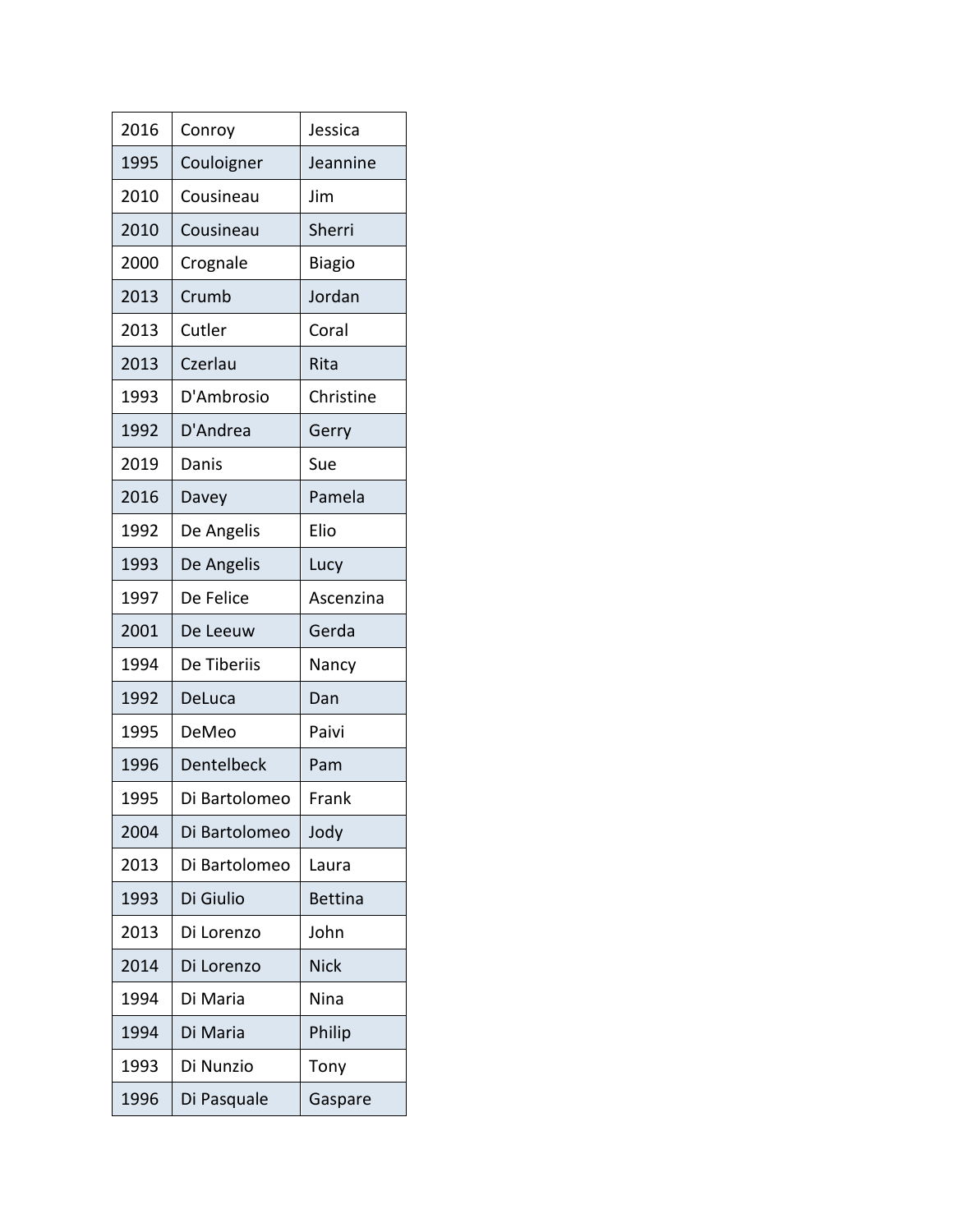| | | |
|---|---|---|
| 2016 | Conroy | Jessica |
| 1995 | Couloigner | Jeannine |
| 2010 | Cousineau | Jim |
| 2010 | Cousineau | Sherri |
| 2000 | Crognale | Biagio |
| 2013 | Crumb | Jordan |
| 2013 | Cutler | Coral |
| 2013 | Czerlau | Rita |
| 1993 | D'Ambrosio | Christine |
| 1992 | D'Andrea | Gerry |
| 2019 | Danis | Sue |
| 2016 | Davey | Pamela |
| 1992 | De Angelis | Elio |
| 1993 | De Angelis | Lucy |
| 1997 | De Felice | Ascenzina |
| 2001 | De Leeuw | Gerda |
| 1994 | De Tiberiis | Nancy |
| 1992 | DeLuca | Dan |
| 1995 | DeMeo | Paivi |
| 1996 | Dentelbeck | Pam |
| 1995 | Di Bartolomeo | Frank |
| 2004 | Di Bartolomeo | Jody |
| 2013 | Di Bartolomeo | Laura |
| 1993 | Di Giulio | Bettina |
| 2013 | Di Lorenzo | John |
| 2014 | Di Lorenzo | Nick |
| 1994 | Di Maria | Nina |
| 1994 | Di Maria | Philip |
| 1993 | Di Nunzio | Tony |
| 1996 | Di Pasquale | Gaspare |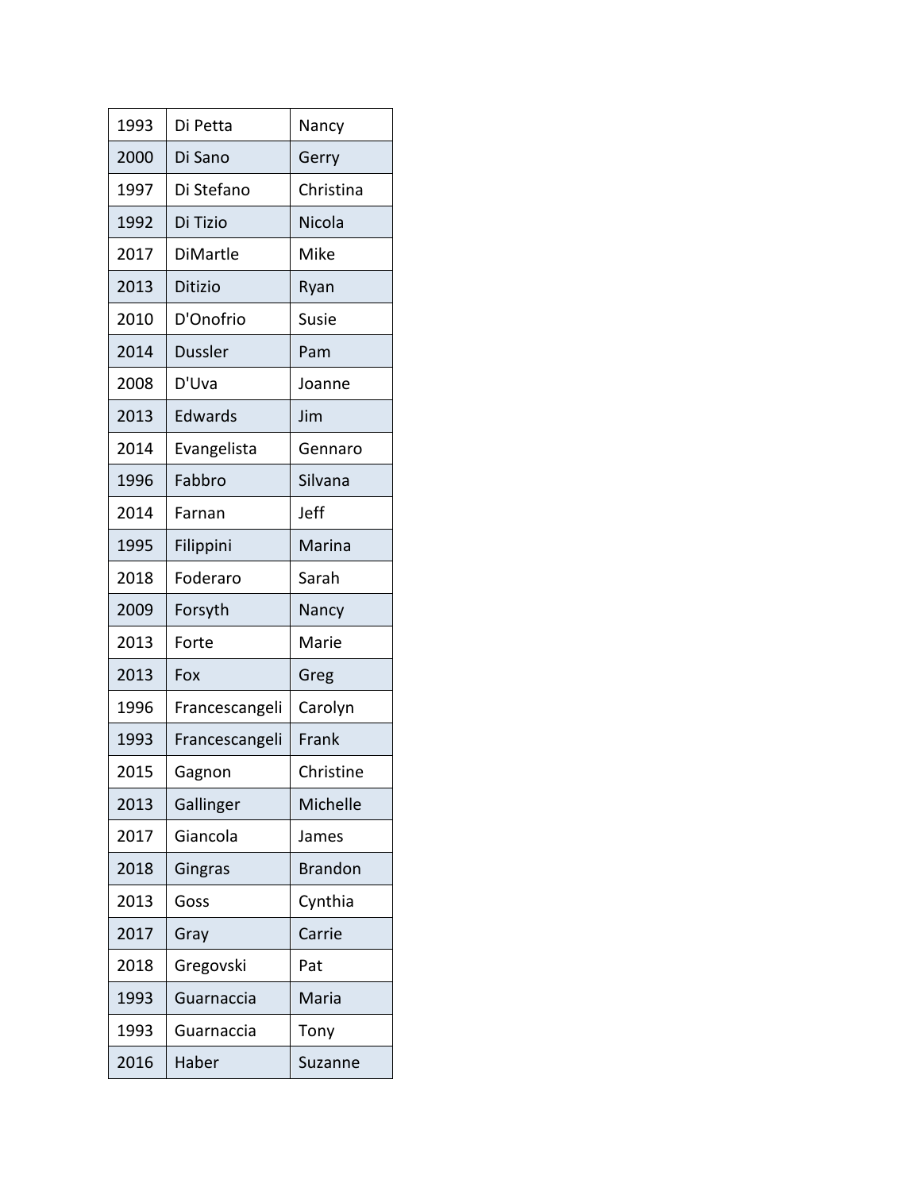| | | |
|---|---|---|
| 1993 | Di Petta | Nancy |
| 2000 | Di Sano | Gerry |
| 1997 | Di Stefano | Christina |
| 1992 | Di Tizio | Nicola |
| 2017 | DiMartle | Mike |
| 2013 | Ditizio | Ryan |
| 2010 | D'Onofrio | Susie |
| 2014 | Dussler | Pam |
| 2008 | D'Uva | Joanne |
| 2013 | Edwards | Jim |
| 2014 | Evangelista | Gennaro |
| 1996 | Fabbro | Silvana |
| 2014 | Farnan | Jeff |
| 1995 | Filippini | Marina |
| 2018 | Foderaro | Sarah |
| 2009 | Forsyth | Nancy |
| 2013 | Forte | Marie |
| 2013 | Fox | Greg |
| 1996 | Francescangeli | Carolyn |
| 1993 | Francescangeli | Frank |
| 2015 | Gagnon | Christine |
| 2013 | Gallinger | Michelle |
| 2017 | Giancola | James |
| 2018 | Gingras | Brandon |
| 2013 | Goss | Cynthia |
| 2017 | Gray | Carrie |
| 2018 | Gregovski | Pat |
| 1993 | Guarnaccia | Maria |
| 1993 | Guarnaccia | Tony |
| 2016 | Haber | Suzanne |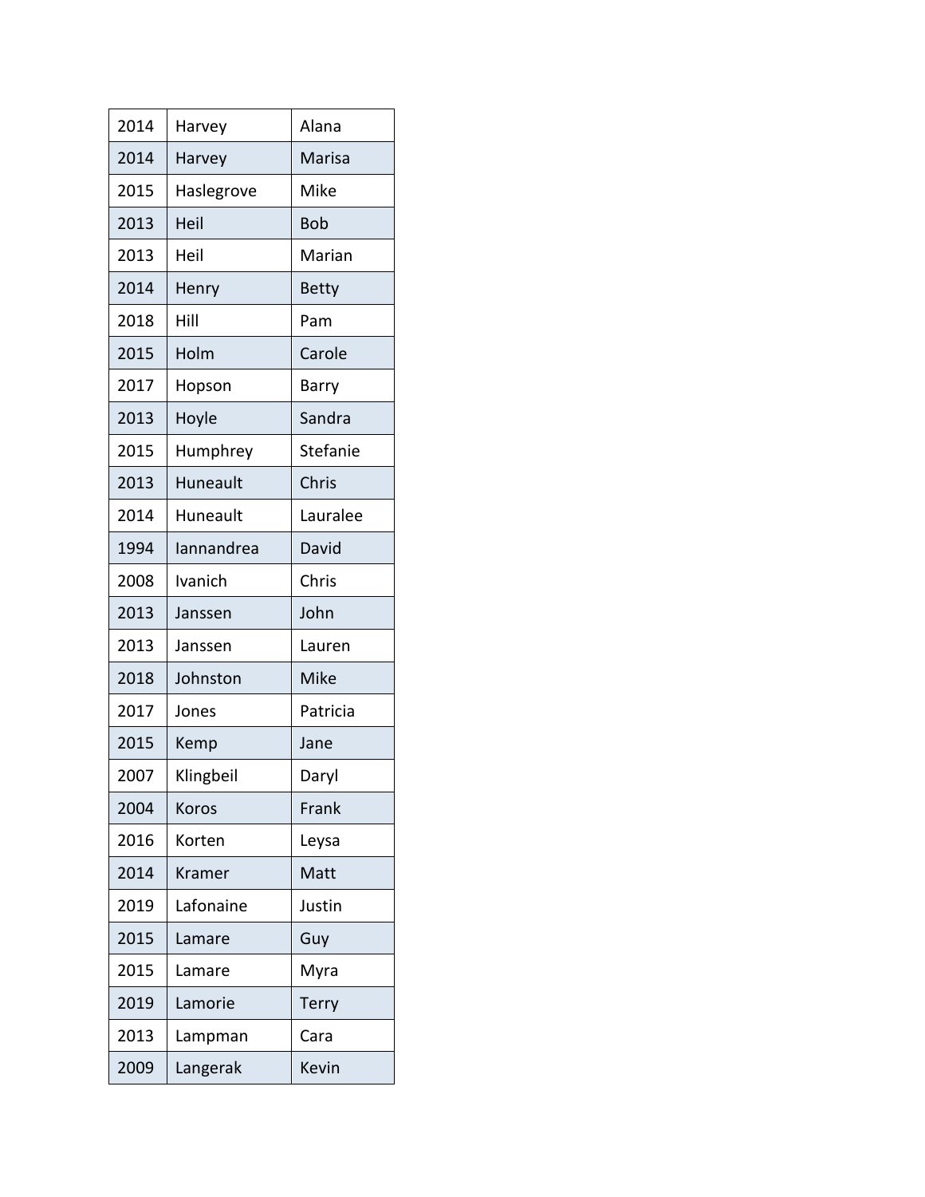| 2014 | Harvey | Alana |
|---|---|---|
| 2014 | Harvey | Marisa |
| 2015 | Haslegrove | Mike |
| 2013 | Heil | Bob |
| 2013 | Heil | Marian |
| 2014 | Henry | Betty |
| 2018 | Hill | Pam |
| 2015 | Holm | Carole |
| 2017 | Hopson | Barry |
| 2013 | Hoyle | Sandra |
| 2015 | Humphrey | Stefanie |
| 2013 | Huneault | Chris |
| 2014 | Huneault | Lauralee |
| 1994 | Iannandrea | David |
| 2008 | Ivanich | Chris |
| 2013 | Janssen | John |
| 2013 | Janssen | Lauren |
| 2018 | Johnston | Mike |
| 2017 | Jones | Patricia |
| 2015 | Kemp | Jane |
| 2007 | Klingbeil | Daryl |
| 2004 | Koros | Frank |
| 2016 | Korten | Leysa |
| 2014 | Kramer | Matt |
| 2019 | Lafonaine | Justin |
| 2015 | Lamare | Guy |
| 2015 | Lamare | Myra |
| 2019 | Lamorie | Terry |
| 2013 | Lampman | Cara |
| 2009 | Langerak | Kevin |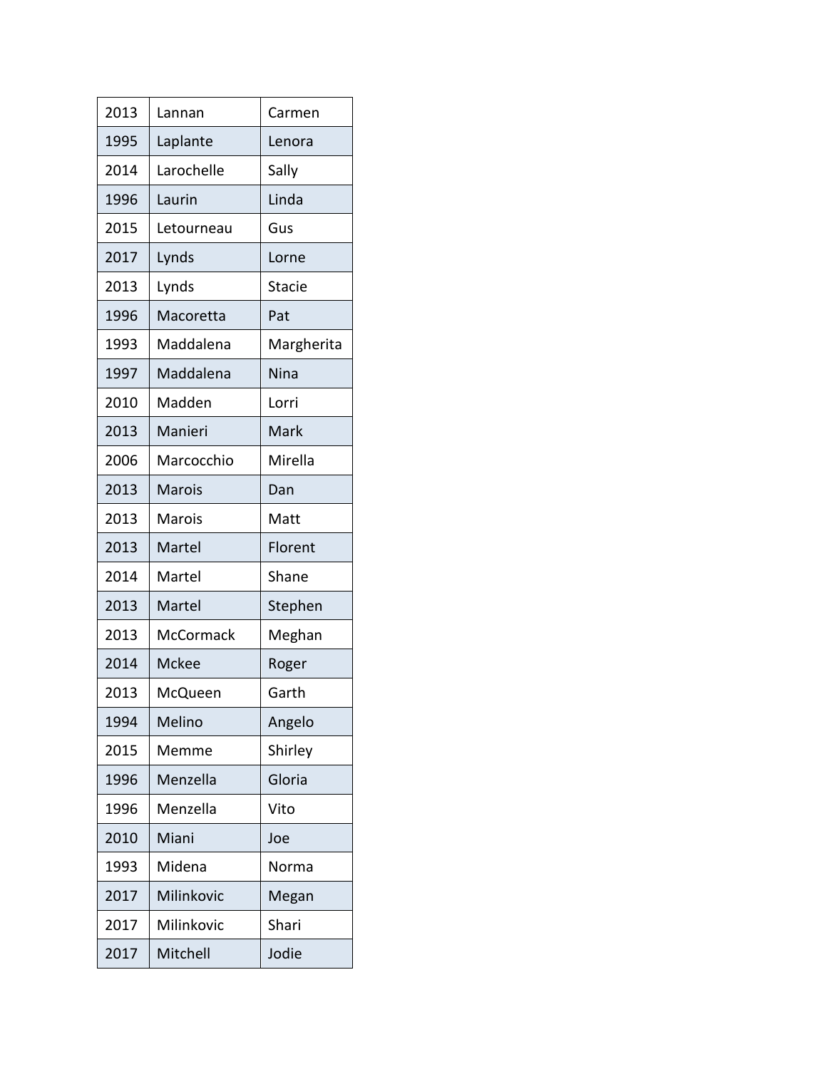| 2013 | Lannan | Carmen |
|---|---|---|
| 1995 | Laplante | Lenora |
| 2014 | Larochelle | Sally |
| 1996 | Laurin | Linda |
| 2015 | Letourneau | Gus |
| 2017 | Lynds | Lorne |
| 2013 | Lynds | Stacie |
| 1996 | Macoretta | Pat |
| 1993 | Maddalena | Margherita |
| 1997 | Maddalena | Nina |
| 2010 | Madden | Lorri |
| 2013 | Manieri | Mark |
| 2006 | Marcocchio | Mirella |
| 2013 | Marois | Dan |
| 2013 | Marois | Matt |
| 2013 | Martel | Florent |
| 2014 | Martel | Shane |
| 2013 | Martel | Stephen |
| 2013 | McCormack | Meghan |
| 2014 | Mckee | Roger |
| 2013 | McQueen | Garth |
| 1994 | Melino | Angelo |
| 2015 | Memme | Shirley |
| 1996 | Menzella | Gloria |
| 1996 | Menzella | Vito |
| 2010 | Miani | Joe |
| 1993 | Midena | Norma |
| 2017 | Milinkovic | Megan |
| 2017 | Milinkovic | Shari |
| 2017 | Mitchell | Jodie |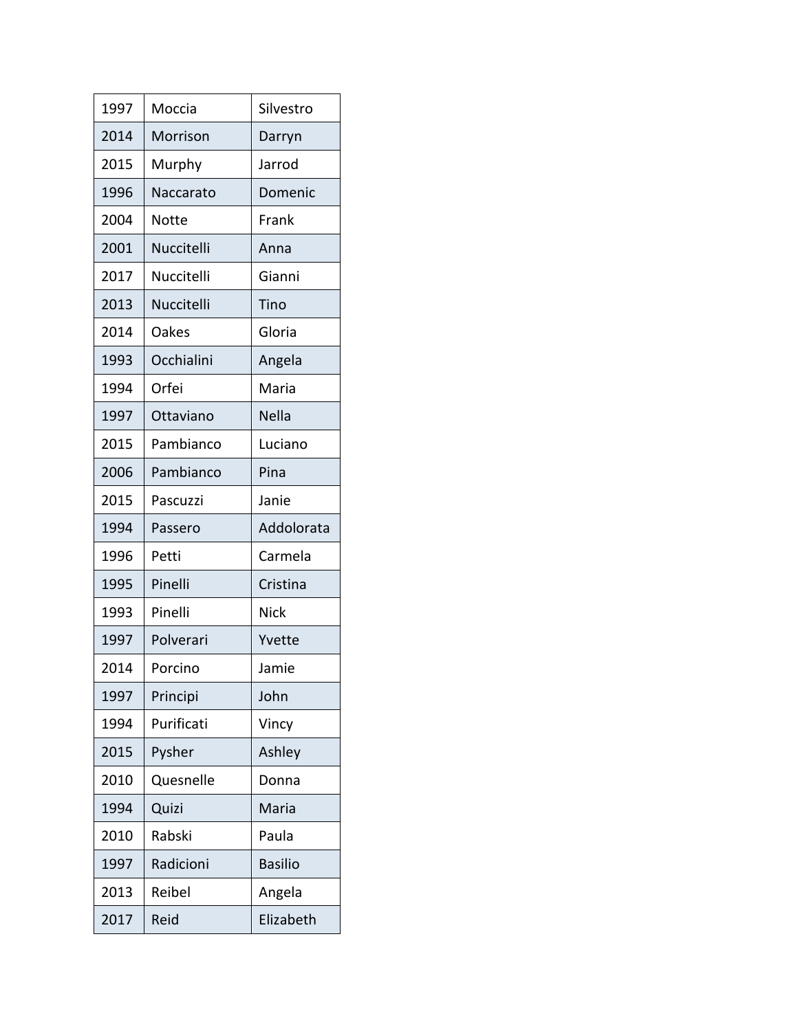| | | |
|---|---|---|
| 1997 | Moccia | Silvestro |
| 2014 | Morrison | Darryn |
| 2015 | Murphy | Jarrod |
| 1996 | Naccarato | Domenic |
| 2004 | Notte | Frank |
| 2001 | Nuccitelli | Anna |
| 2017 | Nuccitelli | Gianni |
| 2013 | Nuccitelli | Tino |
| 2014 | Oakes | Gloria |
| 1993 | Occhialini | Angela |
| 1994 | Orfei | Maria |
| 1997 | Ottaviano | Nella |
| 2015 | Pambianco | Luciano |
| 2006 | Pambianco | Pina |
| 2015 | Pascuzzi | Janie |
| 1994 | Passero | Addolorata |
| 1996 | Petti | Carmela |
| 1995 | Pinelli | Cristina |
| 1993 | Pinelli | Nick |
| 1997 | Polverari | Yvette |
| 2014 | Porcino | Jamie |
| 1997 | Principi | John |
| 1994 | Purificati | Vincy |
| 2015 | Pysher | Ashley |
| 2010 | Quesnelle | Donna |
| 1994 | Quizi | Maria |
| 2010 | Rabski | Paula |
| 1997 | Radicioni | Basilio |
| 2013 | Reibel | Angela |
| 2017 | Reid | Elizabeth |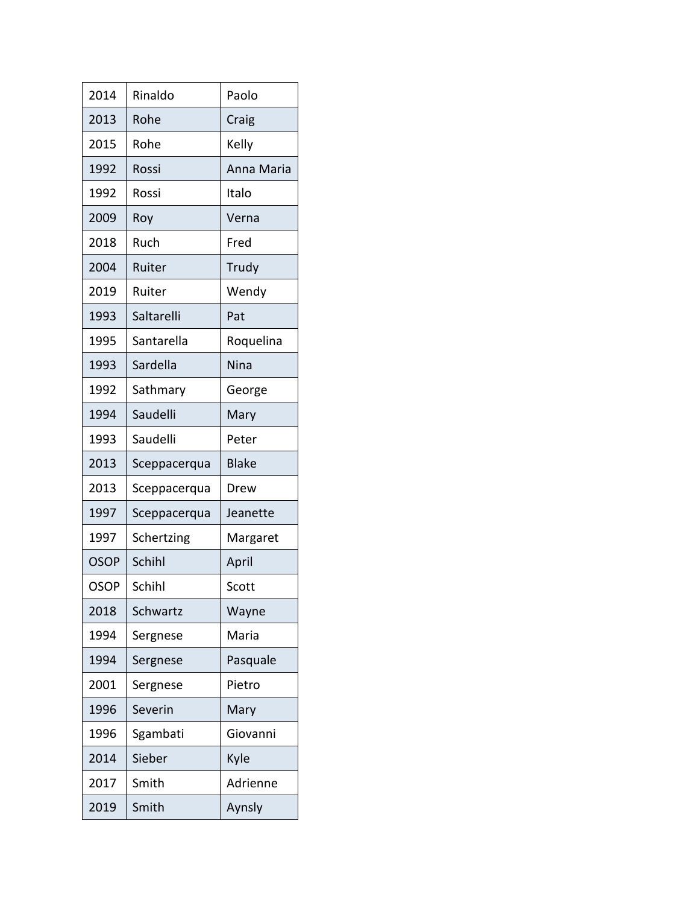| | | |
|---|---|---|
| 2014 | Rinaldo | Paolo |
| 2013 | Rohe | Craig |
| 2015 | Rohe | Kelly |
| 1992 | Rossi | Anna Maria |
| 1992 | Rossi | Italo |
| 2009 | Roy | Verna |
| 2018 | Ruch | Fred |
| 2004 | Ruiter | Trudy |
| 2019 | Ruiter | Wendy |
| 1993 | Saltarelli | Pat |
| 1995 | Santarella | Roquelina |
| 1993 | Sardella | Nina |
| 1992 | Sathmary | George |
| 1994 | Saudelli | Mary |
| 1993 | Saudelli | Peter |
| 2013 | Sceppacerqua | Blake |
| 2013 | Sceppacerqua | Drew |
| 1997 | Sceppacerqua | Jeanette |
| 1997 | Schertzing | Margaret |
| OSOP | Schihl | April |
| OSOP | Schihl | Scott |
| 2018 | Schwartz | Wayne |
| 1994 | Sergnese | Maria |
| 1994 | Sergnese | Pasquale |
| 2001 | Sergnese | Pietro |
| 1996 | Severin | Mary |
| 1996 | Sgambati | Giovanni |
| 2014 | Sieber | Kyle |
| 2017 | Smith | Adrienne |
| 2019 | Smith | Aynsly |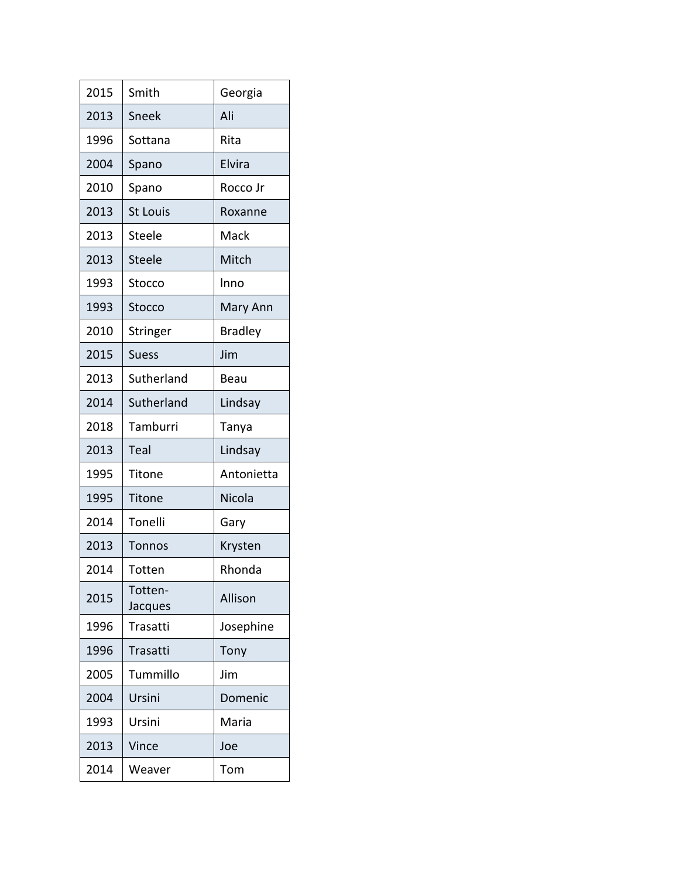| 2015 | Smith | Georgia |
|---|---|---|
| 2013 | Sneek | Ali |
| 1996 | Sottana | Rita |
| 2004 | Spano | Elvira |
| 2010 | Spano | Rocco Jr |
| 2013 | St Louis | Roxanne |
| 2013 | Steele | Mack |
| 2013 | Steele | Mitch |
| 1993 | Stocco | Inno |
| 1993 | Stocco | Mary Ann |
| 2010 | Stringer | Bradley |
| 2015 | Suess | Jim |
| 2013 | Sutherland | Beau |
| 2014 | Sutherland | Lindsay |
| 2018 | Tamburri | Tanya |
| 2013 | Teal | Lindsay |
| 1995 | Titone | Antonietta |
| 1995 | Titone | Nicola |
| 2014 | Tonelli | Gary |
| 2013 | Tonnos | Krysten |
| 2014 | Totten | Rhonda |
| 2015 | Totten-Jacques | Allison |
| 1996 | Trasatti | Josephine |
| 1996 | Trasatti | Tony |
| 2005 | Tummillo | Jim |
| 2004 | Ursini | Domenic |
| 1993 | Ursini | Maria |
| 2013 | Vince | Joe |
| 2014 | Weaver | Tom |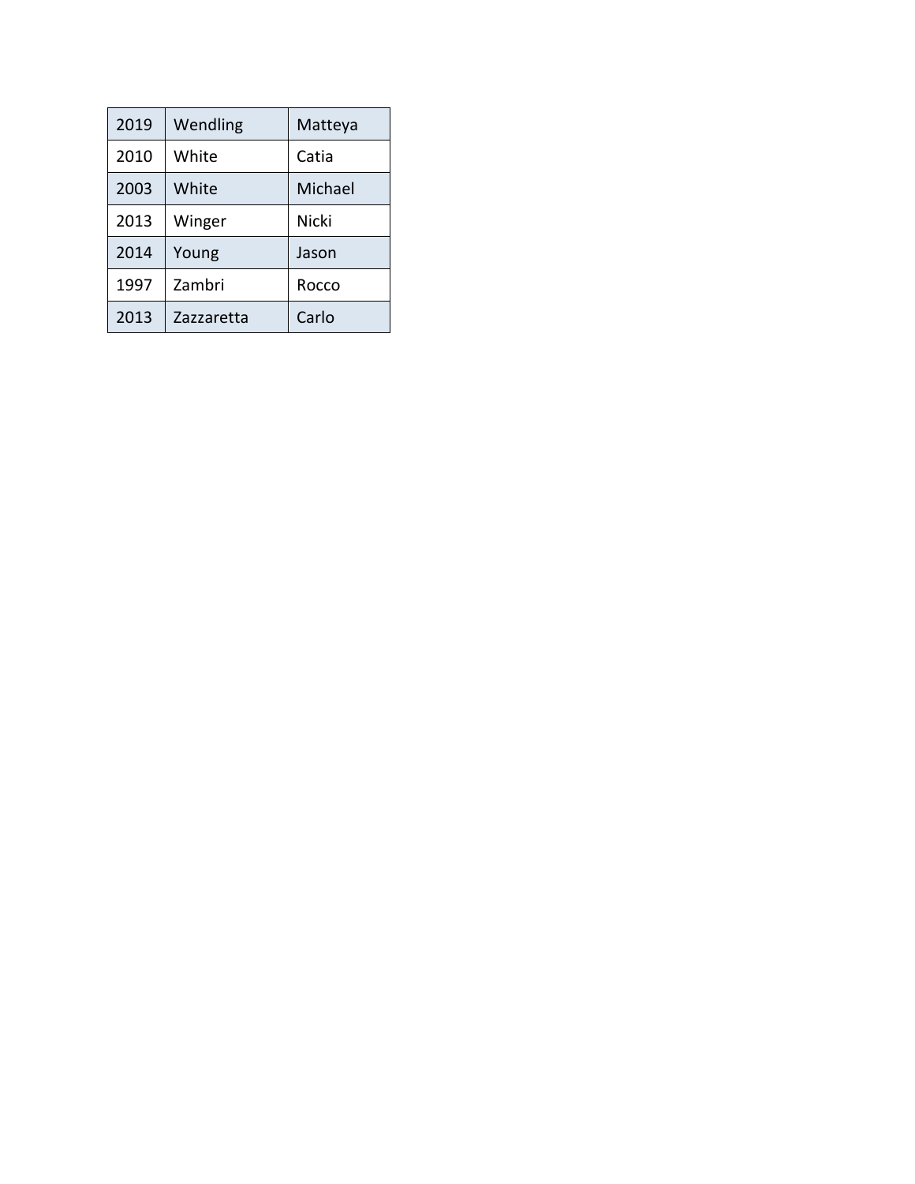| | | |
|---|---|---|
| 2019 | Wendling | Matteya |
| 2010 | White | Catia |
| 2003 | White | Michael |
| 2013 | Winger | Nicki |
| 2014 | Young | Jason |
| 1997 | Zambri | Rocco |
| 2013 | Zazzaretta | Carlo |